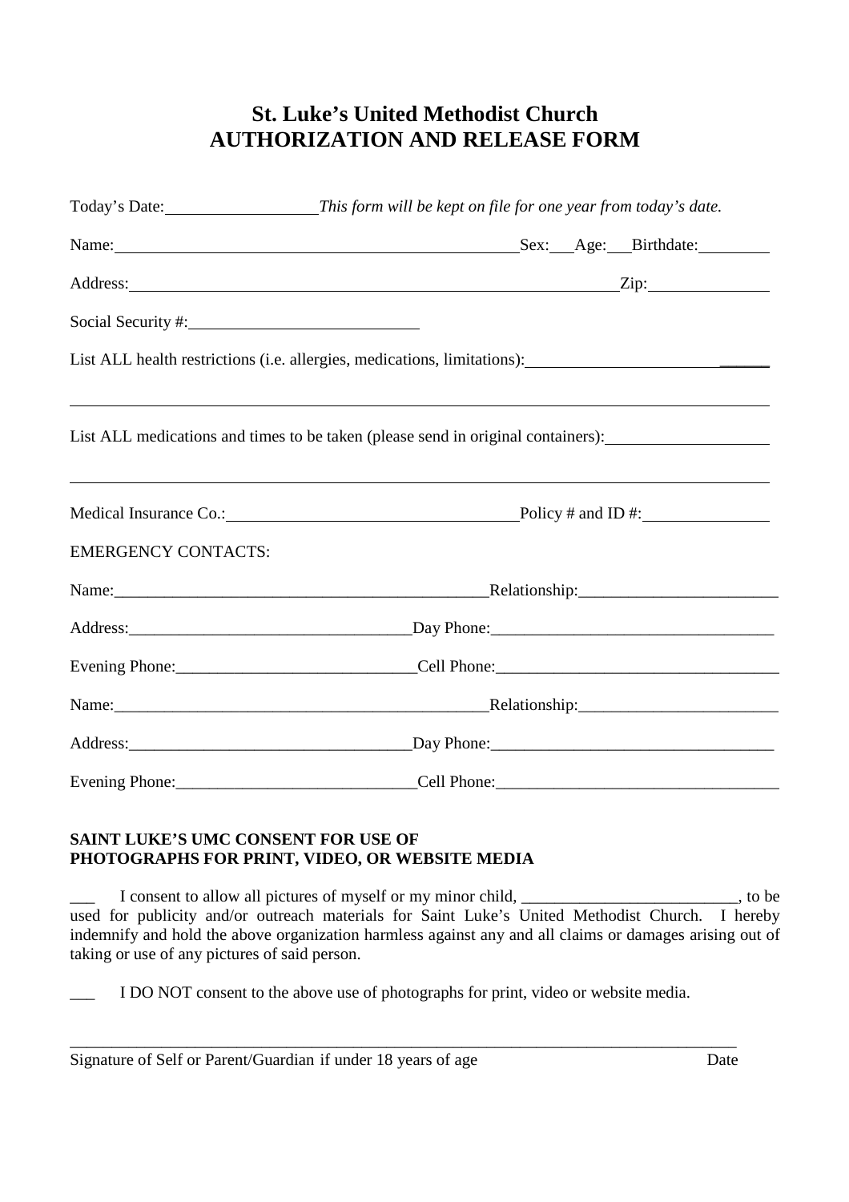# St. Luke's United Methodist Church
# AUTHORIZATION AND RELEASE FORM

Today's Date:__________________ *This form will be kept on file for one year from today's date.*

Name:________________________________________________ Sex:___ Age:___ Birthdate:_________

Address:________________________________________________________ Zip:______________

Social Security #:___________________________

List ALL health restrictions (i.e. allergies, medications, limitations):______________________________

_____________________________________________________________________________________

List ALL medications and times to be taken (please send in original containers):____________________

_____________________________________________________________________________________

Medical Insurance Co.:____________________________________ Policy # and ID #:________________

EMERGENCY CONTACTS:

Name:_______________________________________________ Relationship:________________________

Address:_________________________________ Day Phone:__________________________________

Evening Phone:____________________________ Cell Phone:__________________________________

Name:_______________________________________________ Relationship:________________________

Address:_________________________________ Day Phone:__________________________________

Evening Phone:____________________________ Cell Phone:__________________________________

**SAINT LUKE'S UMC CONSENT FOR USE OF PHOTOGRAPHS FOR PRINT, VIDEO, OR WEBSITE MEDIA**

___ I consent to allow all pictures of myself or my minor child, __________________________, to be used for publicity and/or outreach materials for Saint Luke's United Methodist Church. I hereby indemnify and hold the above organization harmless against any and all claims or damages arising out of taking or use of any pictures of said person.

___ I DO NOT consent to the above use of photographs for print, video or website media.

_____________________________________________________________________________________

Signature of Self or Parent/Guardian if under 18 years of age Date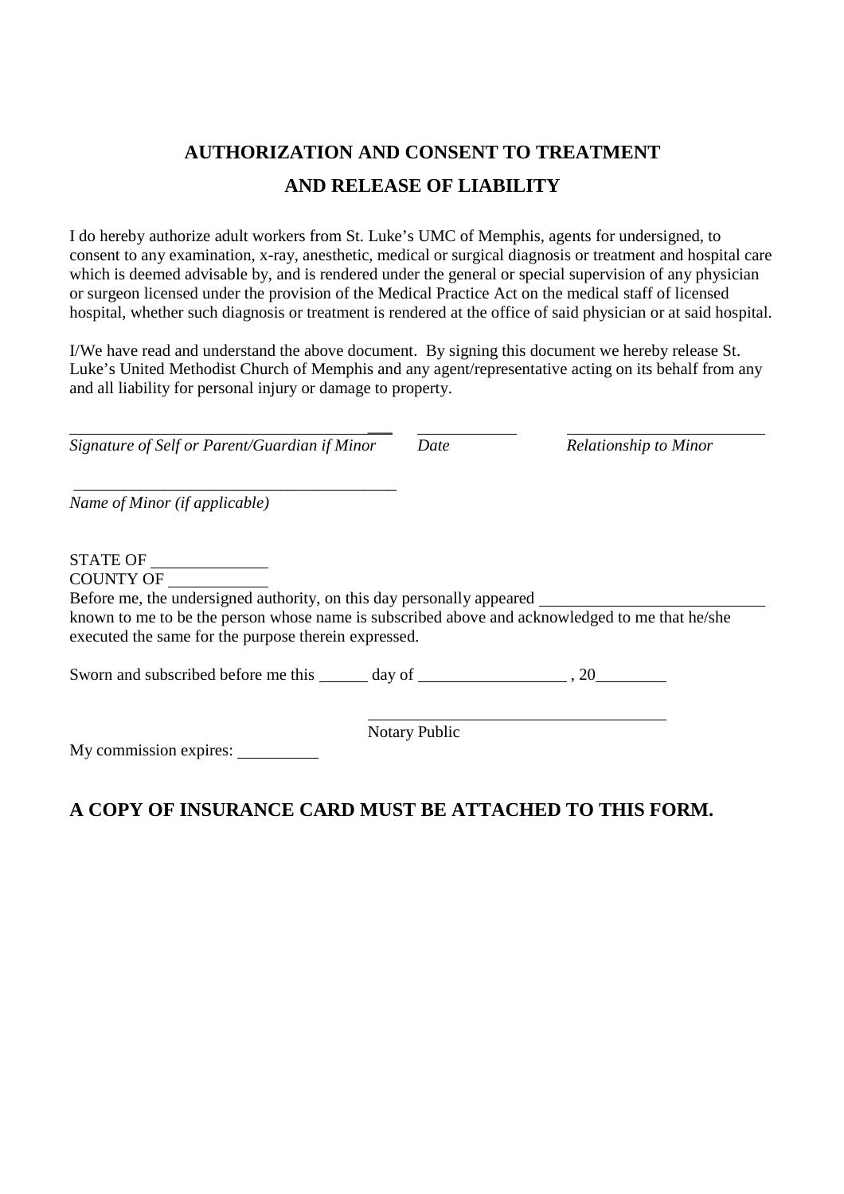## AUTHORIZATION AND CONSENT TO TREATMENT

## AND RELEASE OF LIABILITY

I do hereby authorize adult workers from St. Luke's UMC of Memphis, agents for undersigned, to consent to any examination, x-ray, anesthetic, medical or surgical diagnosis or treatment and hospital care which is deemed advisable by, and is rendered under the general or special supervision of any physician or surgeon licensed under the provision of the Medical Practice Act on the medical staff of licensed hospital, whether such diagnosis or treatment is rendered at the office of said physician or at said hospital.

I/We have read and understand the above document. By signing this document we hereby release St. Luke's United Methodist Church of Memphis and any agent/representative acting on its behalf from any and all liability for personal injury or damage to property.

______________________________________ ____________ ________________________

*Signature of Self or Parent/Guardian if Minor* *Date* *Relationship to Minor*

________________________________________

*Name of Minor (if applicable)*

STATE OF ______________

COUNTY OF ____________

Before me, the undersigned authority, on this day personally appeared ___________________________ known to me to be the person whose name is subscribed above and acknowledged to me that he/she executed the same for the purpose therein expressed.

Sworn and subscribed before me this ______ day of __________________ , 20________

____________________________________

Notary Public

My commission expires: __________

### A COPY OF INSURANCE CARD MUST BE ATTACHED TO THIS FORM.